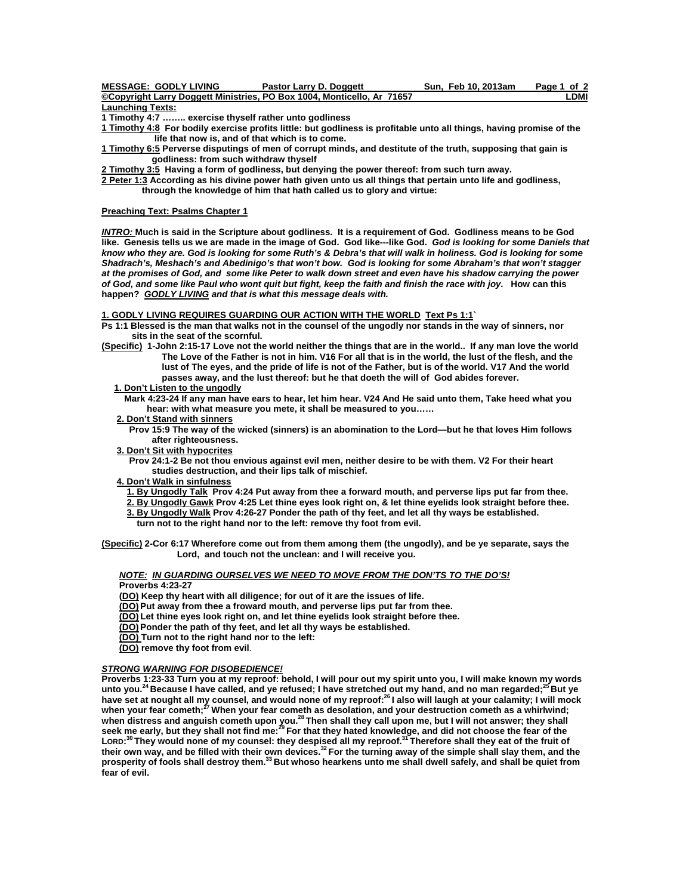**MESSAGE: GODLY LIVING** **Pastor Larry D. Doggett** **Sun, Feb 10, 2013am**

**©Copyright Larry Doggett Ministries, PO Box 1004, Monticello, Ar 71657** **LDMI**

**Launching Texts:**

**1 Timothy 4:7 …….. exercise thyself rather unto godliness**

**1 Timothy 4:8 For bodily exercise profits little: but godliness is profitable unto all things, having promise of the life that now is, and of that which is to come.**

**1 Timothy 6:5 Perverse disputings of men of corrupt minds, and destitute of the truth, supposing that gain is godliness: from such withdraw thyself**

**2 Timothy 3:5 Having a form of godliness, but denying the power thereof: from such turn away.**

**2 Peter 1:3 According as his divine power hath given unto us all things that pertain unto life and godliness, through the knowledge of him that hath called us to glory and virtue:**

**Preaching Text: Psalms Chapter 1**

***INTRO:*** **Much is said in the Scripture about godliness. It is a requirement of God. Godliness means to be God like. Genesis tells us we are made in the image of God. God like---like God.** ***God is looking for some Daniels that know who they are. God is looking for some Ruth's & Debra's that will walk in holiness. God is looking for some Shadrach's, Meshach's and Abedinigo's that won't bow. God is looking for some Abraham's that won't stagger at the promises of God, and some like Peter to walk down street and even have his shadow carrying the power of God, and some like Paul who wont quit but fight, keep the faith and finish the race with joy.*** **How can this happen?** ***GODLY LIVING and that is what this message deals with.***

**1. GODLY LIVING REQUIRES GUARDING OUR ACTION WITH THE WORLD Text Ps 1:1`**

**Ps 1:1 Blessed is the man that walks not in the counsel of the ungodly nor stands in the way of sinners, nor sits in the seat of the scornful.**

**(Specific) 1-John 2:15-17 Love not the world neither the things that are in the world.. If any man love the world The Love of the Father is not in him. V16 For all that is in the world, the lust of the flesh, and the lust of The eyes, and the pride of life is not of the Father, but is of the world. V17 And the world passes away, and the lust thereof: but he that doeth the will of God abides forever.**

**1. Don't Listen to the ungodly**

**Mark 4:23-24 If any man have ears to hear, let him hear. V24 And He said unto them, Take heed what you hear: with what measure you mete, it shall be measured to you……**

**2. Don't Stand with sinners**

**Prov 15:9 The way of the wicked (sinners) is an abomination to the Lord—but he that loves Him follows after righteousness.**

**3. Don't Sit with hypocrites**

**Prov 24:1-2 Be not thou envious against evil men, neither desire to be with them. V2 For their heart studies destruction, and their lips talk of mischief.**

**4. Don't Walk in sinfulness**

**1. By Ungodly Talk Prov 4:24 Put away from thee a forward mouth, and perverse lips put far from thee.**

**2. By Ungodly Gawk Prov 4:25 Let thine eyes look right on, & let thine eyelids look straight before thee.**

**3. By Ungodly Walk Prov 4:26-27 Ponder the path of thy feet, and let all thy ways be established. turn not to the right hand nor to the left: remove thy foot from evil.**

**(Specific) 2-Cor 6:17 Wherefore come out from them among them (the ungodly), and be ye separate, says the Lord, and touch not the unclean: and I will receive you.**

***NOTE: IN GUARDING OURSELVES WE NEED TO MOVE FROM THE DON'TS TO THE DO'S!***

**Proverbs 4:23-27**

**(DO) Keep thy heart with all diligence; for out of it are the issues of life.**

**(DO) Put away from thee a froward mouth, and perverse lips put far from thee.**

**(DO) Let thine eyes look right on, and let thine eyelids look straight before thee.**

**(DO) Ponder the path of thy feet, and let all thy ways be established.**

**(DO) Turn not to the right hand nor to the left:**

**(DO) remove thy foot from evil.**

***STRONG WARNING FOR DISOBEDIENCE!***

**Proverbs 1:23-33 Turn you at my reproof: behold, I will pour out my spirit unto you, I will make known my words unto you.[24] Because I have called, and ye refused; I have stretched out my hand, and no man regarded;[25] But ye have set at nought all my counsel, and would none of my reproof:[26] I also will laugh at your calamity; I will mock when your fear cometh;[27] When your fear cometh as desolation, and your destruction cometh as a whirlwind; when distress and anguish cometh upon you.[28] Then shall they call upon me, but I will not answer; they shall seek me early, but they shall not find me:[29] For that they hated knowledge, and did not choose the fear of the LORD:[30] They would none of my counsel: they despised all my reproof.[31] Therefore shall they eat of the fruit of their own way, and be filled with their own devices.[32] For the turning away of the simple shall slay them, and the prosperity of fools shall destroy them.[33] But whoso hearkens unto me shall dwell safely, and shall be quiet from fear of evil.**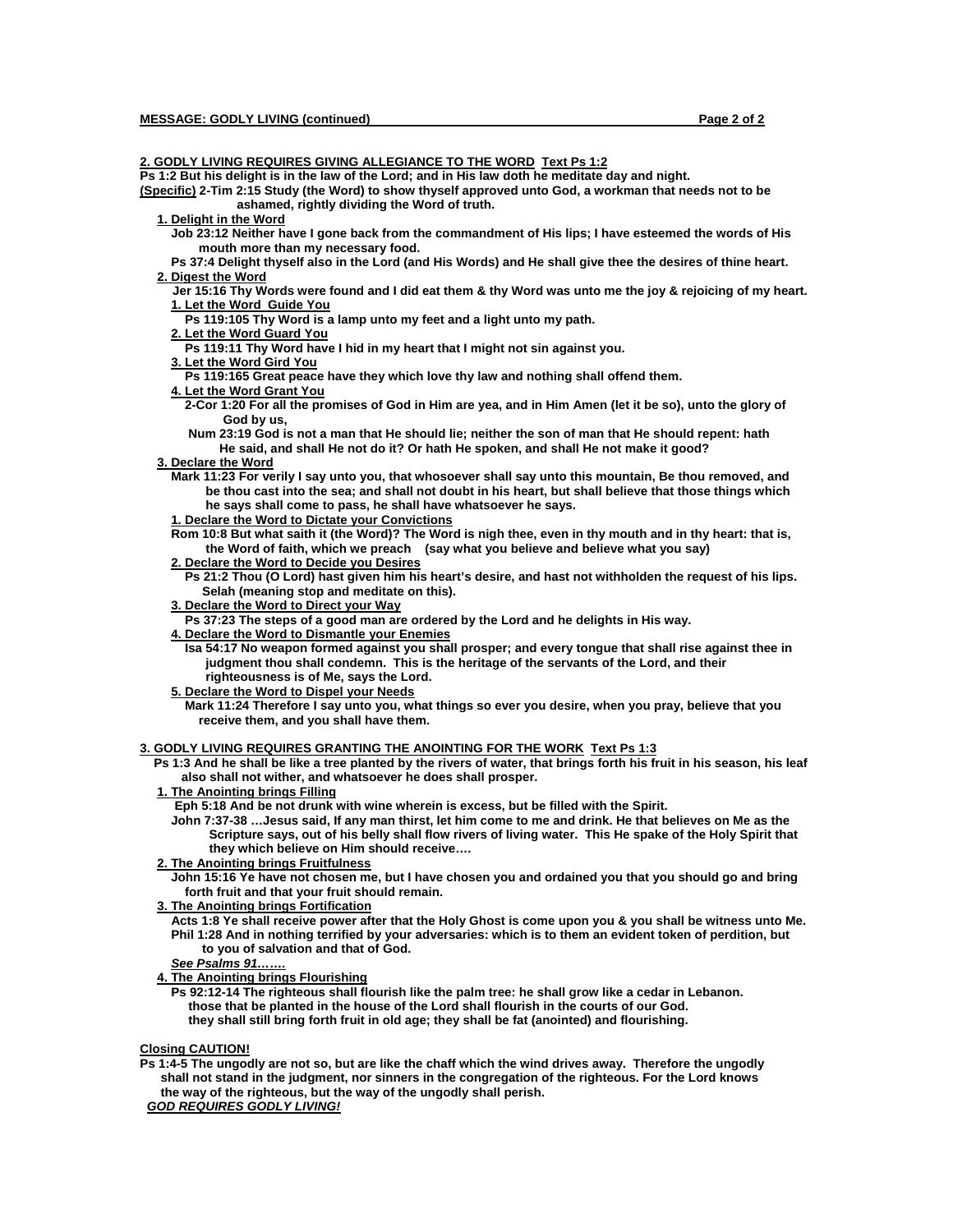**MESSAGE: GODLY LIVING (continued)**

**2. GODLY LIVING REQUIRES GIVING ALLEGIANCE TO THE WORD Text Ps 1:2**

**Ps 1:2 But his delight is in the law of the Lord; and in His law doth he meditate day and night.**

**(Specific) 2-Tim 2:15 Study (the Word) to show thyself approved unto God, a workman that needs not to be ashamed, rightly dividing the Word of truth.**

**1. Delight in the Word**

**Job 23:12 Neither have I gone back from the commandment of His lips; I have esteemed the words of His mouth more than my necessary food.**

**Ps 37:4 Delight thyself also in the Lord (and His Words) and He shall give thee the desires of thine heart.**

**2. Digest the Word**

**Jer 15:16 Thy Words were found and I did eat them & thy Word was unto me the joy & rejoicing of my heart.**

**1. Let the Word Guide You**

**Ps 119:105 Thy Word is a lamp unto my feet and a light unto my path.**

**2. Let the Word Guard You**

**Ps 119:11 Thy Word have I hid in my heart that I might not sin against you.**

**3. Let the Word Gird You**

**Ps 119:165 Great peace have they which love thy law and nothing shall offend them.**

**4. Let the Word Grant You**

**2-Cor 1:20 For all the promises of God in Him are yea, and in Him Amen (let it be so), unto the glory of God by us,**

**Num 23:19 God is not a man that He should lie; neither the son of man that He should repent: hath He said, and shall He not do it? Or hath He spoken, and shall He not make it good?**

**3. Declare the Word**

**Mark 11:23 For verily I say unto you, that whosoever shall say unto this mountain, Be thou removed, and be thou cast into the sea; and shall not doubt in his heart, but shall believe that those things which he says shall come to pass, he shall have whatsoever he says.**

**1. Declare the Word to Dictate your Convictions**

**Rom 10:8 But what saith it (the Word)? The Word is nigh thee, even in thy mouth and in thy heart: that is, the Word of faith, which we preach (say what you believe and believe what you say)**

**2. Declare the Word to Decide you Desires**

**Ps 21:2 Thou (O Lord) hast given him his heart's desire, and hast not withholden the request of his lips. Selah (meaning stop and meditate on this).**

**3. Declare the Word to Direct your Way**

**Ps 37:23 The steps of a good man are ordered by the Lord and he delights in His way.**

**4. Declare the Word to Dismantle your Enemies**

**Isa 54:17 No weapon formed against you shall prosper; and every tongue that shall rise against thee in judgment thou shall condemn. This is the heritage of the servants of the Lord, and their righteousness is of Me, says the Lord.**

**5. Declare the Word to Dispel your Needs**

**Mark 11:24 Therefore I say unto you, what things so ever you desire, when you pray, believe that you receive them, and you shall have them.**

**3. GODLY LIVING REQUIRES GRANTING THE ANOINTING FOR THE WORK Text Ps 1:3**

**Ps 1:3 And he shall be like a tree planted by the rivers of water, that brings forth his fruit in his season, his leaf also shall not wither, and whatsoever he does shall prosper.**

**1. The Anointing brings Filling**

**Eph 5:18 And be not drunk with wine wherein is excess, but be filled with the Spirit.**

**John 7:37-38 …Jesus said, If any man thirst, let him come to me and drink. He that believes on Me as the Scripture says, out of his belly shall flow rivers of living water. This He spake of the Holy Spirit that they which believe on Him should receive….**

**2. The Anointing brings Fruitfulness**

**John 15:16 Ye have not chosen me, but I have chosen you and ordained you that you should go and bring forth fruit and that your fruit should remain.**

**3. The Anointing brings Fortification**

**Acts 1:8 Ye shall receive power after that the Holy Ghost is come upon you & you shall be witness unto Me.**

**Phil 1:28 And in nothing terrified by your adversaries: which is to them an evident token of perdition, but to you of salvation and that of God.**

***See Psalms 91…….***

**4. The Anointing brings Flourishing**

**Ps 92:12-14 The righteous shall flourish like the palm tree: he shall grow like a cedar in Lebanon. those that be planted in the house of the Lord shall flourish in the courts of our God. they shall still bring forth fruit in old age; they shall be fat (anointed) and flourishing.**

**Closing CAUTION!**

**Ps 1:4-5 The ungodly are not so, but are like the chaff which the wind drives away. Therefore the ungodly shall not stand in the judgment, nor sinners in the congregation of the righteous. For the Lord knows the way of the righteous, but the way of the ungodly shall perish.**

***GOD REQUIRES GODLY LIVING!***